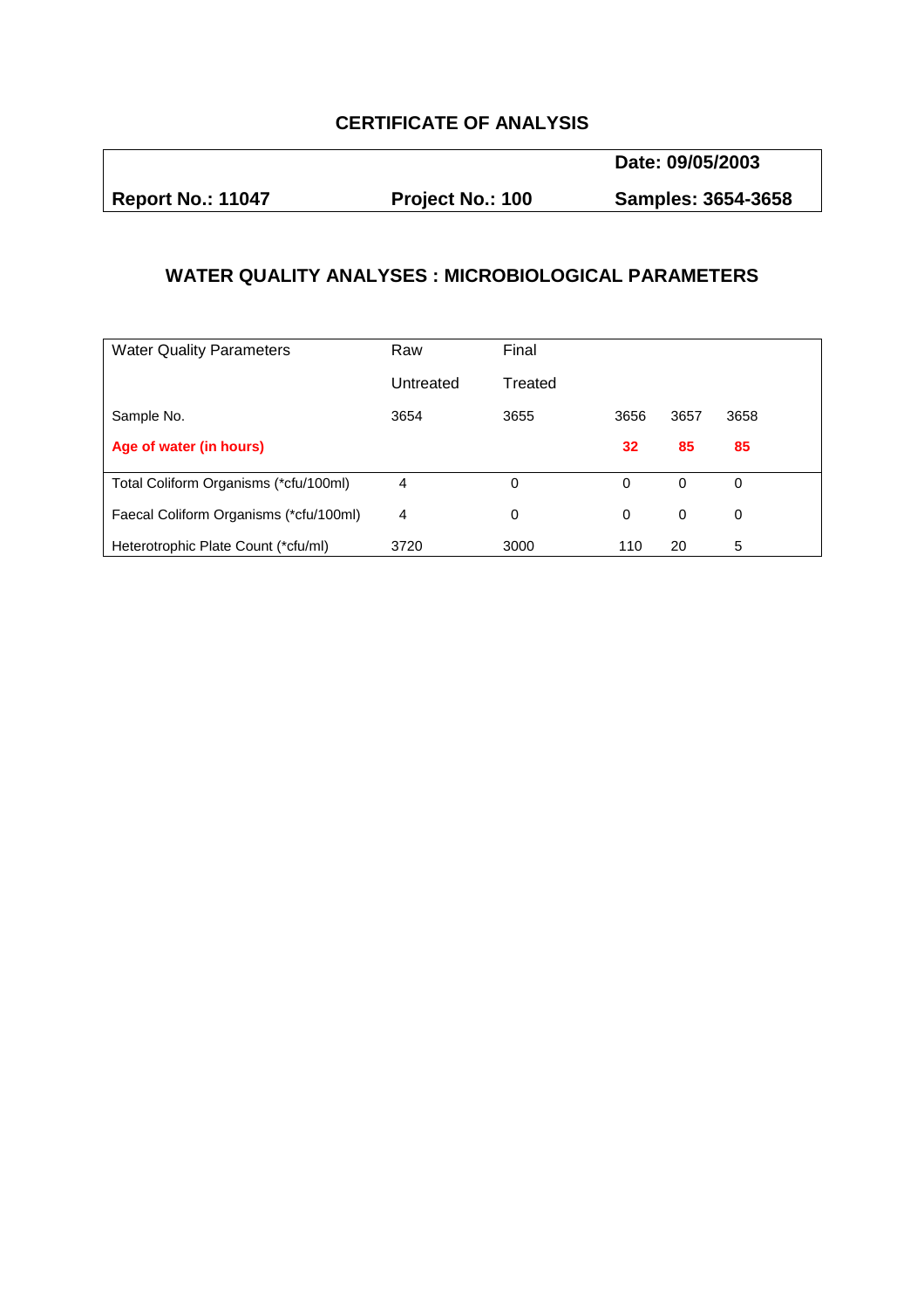## CERTIFICATE OF ANALYSIS

| | | **Date: 09/05/2003** |
|---|---|---|
| **Report No.: 11047** | **Project No.: 100** | **Samples: 3654-3658** |

## WATER QUALITY ANALYSES : MICROBIOLOGICAL PARAMETERS

| Water Quality Parameters | Raw<br>Untreated | Final<br>Treated | | | |
|---|---|---|---|---|---|
| Sample No. | 3654 | 3655 | 3656 | 3657 | 3658 |
| **Age of water (in hours)** | | | **32** | **85** | **85** |
| Total Coliform Organisms (*cfu/100ml) | 4 | 0 | 0 | 0 | 0 |
| Faecal Coliform Organisms (*cfu/100ml) | 4 | 0 | 0 | 0 | 0 |
| Heterotrophic Plate Count (*cfu/ml) | 3720 | 3000 | 110 | 20 | 5 |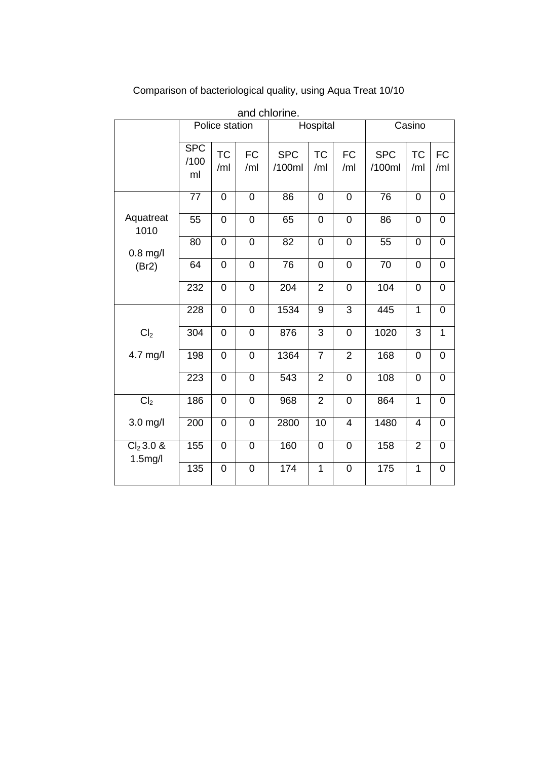Comparison of bacteriological quality, using Aqua Treat 10/10 and chlorine.

| | Police station | | | Hospital | | | Casino | | |
|---|---|---|---|---|---|---|---|---|---|
| | SPC /100 ml | TC /ml | FC /ml | SPC /100ml | TC /ml | FC /ml | SPC /100ml | TC /ml | FC /ml |
| Aquatreat 1010 0.8 mg/l ($Br_2$) | 77 | 0 | 0 | 86 | 0 | 0 | 76 | 0 | 0 |
| | 55 | 0 | 0 | 65 | 0 | 0 | 86 | 0 | 0 |
| | 80 | 0 | 0 | 82 | 0 | 0 | 55 | 0 | 0 |
| | 64 | 0 | 0 | 76 | 0 | 0 | 70 | 0 | 0 |
| | 232 | 0 | 0 | 204 | 2 | 0 | 104 | 0 | 0 |
| $Cl_2$ 4.7 mg/l | 228 | 0 | 0 | 1534 | 9 | 3 | 445 | 1 | 0 |
| | 304 | 0 | 0 | 876 | 3 | 0 | 1020 | 3 | 1 |
| | 198 | 0 | 0 | 1364 | 7 | 2 | 168 | 0 | 0 |
| | 223 | 0 | 0 | 543 | 2 | 0 | 108 | 0 | 0 |
| $Cl_2$ 3.0 mg/l | 186 | 0 | 0 | 968 | 2 | 0 | 864 | 1 | 0 |
| | 200 | 0 | 0 | 2800 | 10 | 4 | 1480 | 4 | 0 |
| $Cl_2$ 3.0 & 1.5mg/l | 155 | 0 | 0 | 160 | 0 | 0 | 158 | 2 | 0 |
| | 135 | 0 | 0 | 174 | 1 | 0 | 175 | 1 | 0 |